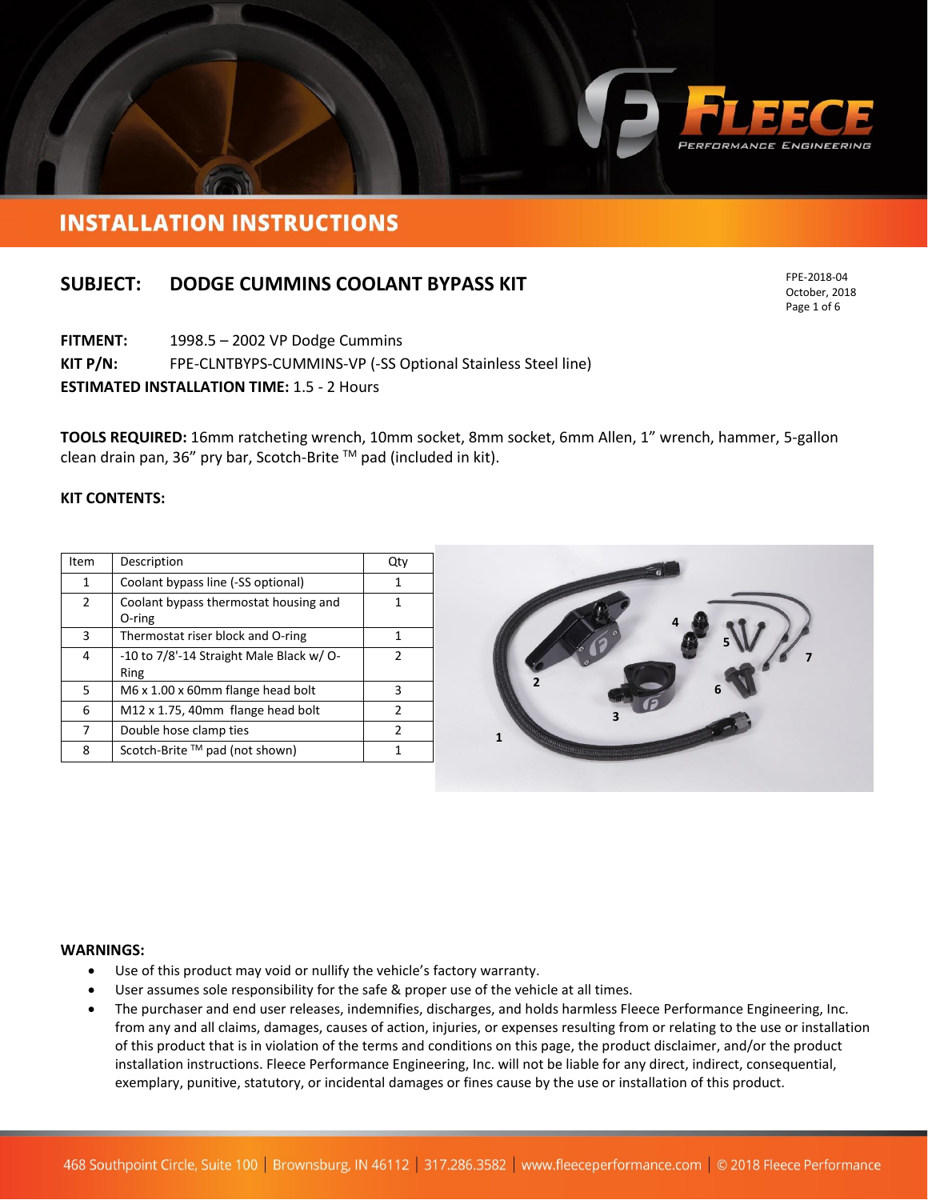# INSTALLATION INSTRUCTIONS

## SUBJECT: DODGE CUMMINS COOLANT BYPASS KIT

FPE-2018-04
October, 2018

**FITMENT:** 1998.5 – 2002 VP Dodge Cummins

**KIT P/N:** FPE-CLNTBYPS-CUMMINS-VP (-SS Optional Stainless Steel line)

**ESTIMATED INSTALLATION TIME:** 1.5 - 2 Hours

**TOOLS REQUIRED:** 16mm ratcheting wrench, 10mm socket, 8mm socket, 6mm Allen, 1" wrench, hammer, 5-gallon clean drain pan, 36" pry bar, Scotch-Brite ™ pad (included in kit).

**KIT CONTENTS:**

| Item | Description | Qty |
|---|---|---|
| 1 | Coolant bypass line (-SS optional) | 1 |
| 2 | Coolant bypass thermostat housing and O-ring | 1 |
| 3 | Thermostat riser block and O-ring | 1 |
| 4 | -10 to 7/8'-14 Straight Male Black w/ O-Ring | 2 |
| 5 | M6 x 1.00 x 60mm flange head bolt | 3 |
| 6 | M12 x 1.75, 40mm flange head bolt | 2 |
| 7 | Double hose clamp ties | 2 |
| 8 | Scotch-Brite ™ pad (not shown) | 1 |

**WARNINGS:**

- Use of this product may void or nullify the vehicle's factory warranty.
- User assumes sole responsibility for the safe & proper use of the vehicle at all times.
- The purchaser and end user releases, indemnifies, discharges, and holds harmless Fleece Performance Engineering, Inc. from any and all claims, damages, causes of action, injuries, or expenses resulting from or relating to the use or installation of this product that is in violation of the terms and conditions on this page, the product disclaimer, and/or the product installation instructions. Fleece Performance Engineering, Inc. will not be liable for any direct, indirect, consequential, exemplary, punitive, statutory, or incidental damages or fines cause by the use or installation of this product.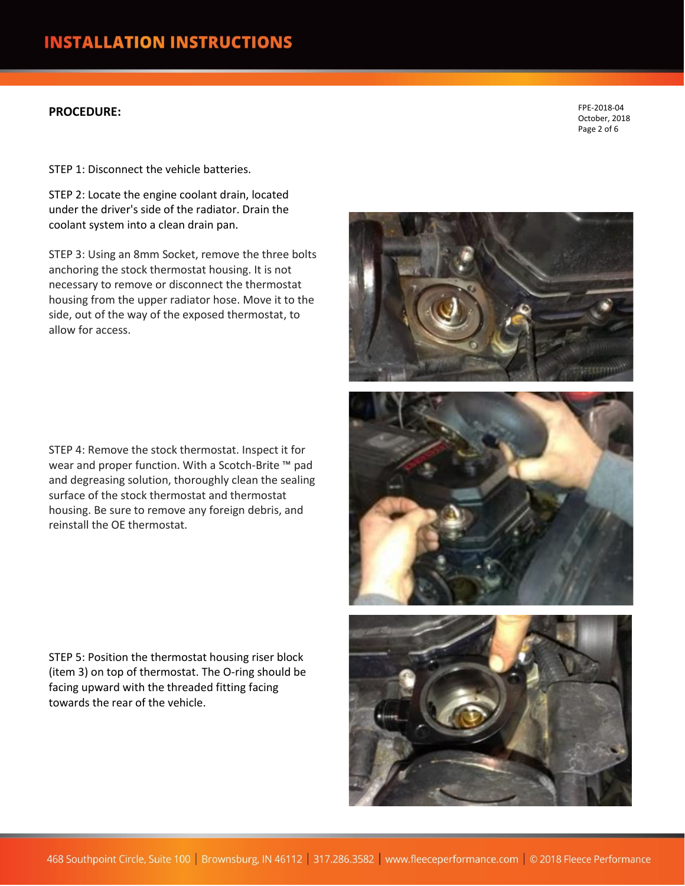**PROCEDURE:**

FPE-2018-04
October, 2018

STEP 1: Disconnect the vehicle batteries.

STEP 2: Locate the engine coolant drain, located under the driver's side of the radiator. Drain the coolant system into a clean drain pan.

STEP 3: Using an 8mm Socket, remove the three bolts anchoring the stock thermostat housing. It is not necessary to remove or disconnect the thermostat housing from the upper radiator hose. Move it to the side, out of the way of the exposed thermostat, to allow for access.

STEP 4: Remove the stock thermostat. Inspect it for wear and proper function. With a Scotch-Brite ™ pad and degreasing solution, thoroughly clean the sealing surface of the stock thermostat and thermostat housing. Be sure to remove any foreign debris, and reinstall the OE thermostat.

STEP 5: Position the thermostat housing riser block (item 3) on top of thermostat. The O-ring should be facing upward with the threaded fitting facing towards the rear of the vehicle.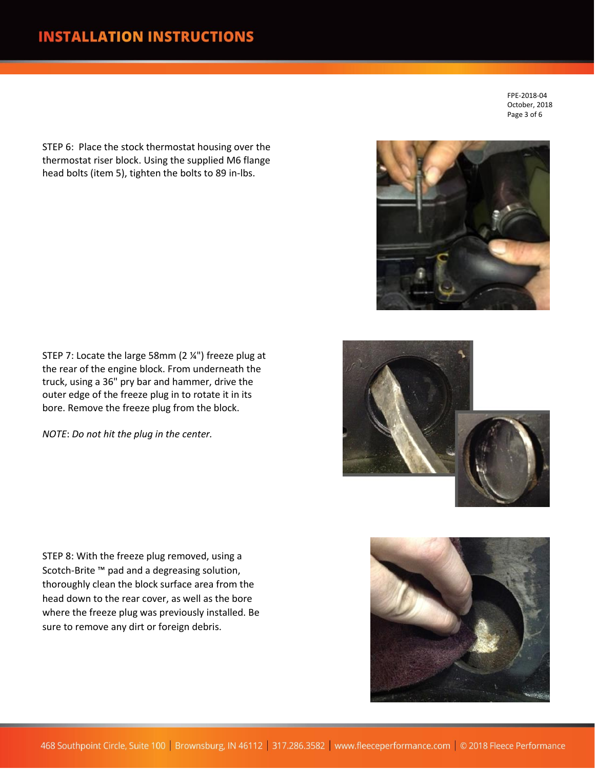STEP 6: Place the stock thermostat housing over the thermostat riser block. Using the supplied M6 flange head bolts (item 5), tighten the bolts to 89 in-lbs.

STEP 7: Locate the large 58mm (2 ¼") freeze plug at the rear of the engine block. From underneath the truck, using a 36" pry bar and hammer, drive the outer edge of the freeze plug in to rotate it in its bore. Remove the freeze plug from the block.

*NOTE*: *Do not hit the plug in the center.*

STEP 8: With the freeze plug removed, using a Scotch-Brite ™ pad and a degreasing solution, thoroughly clean the block surface area from the head down to the rear cover, as well as the bore where the freeze plug was previously installed. Be sure to remove any dirt or foreign debris.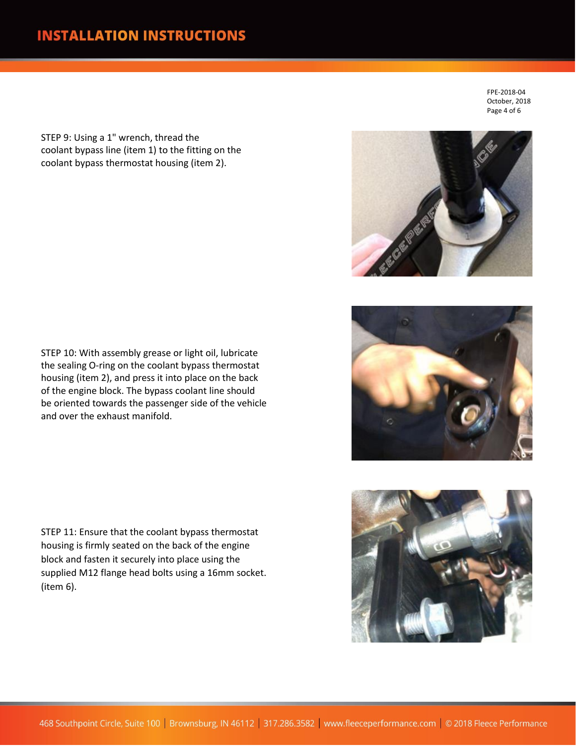STEP 9: Using a 1" wrench, thread the coolant bypass line (item 1) to the fitting on the coolant bypass thermostat housing (item 2).

STEP 10: With assembly grease or light oil, lubricate the sealing O-ring on the coolant bypass thermostat housing (item 2), and press it into place on the back of the engine block. The bypass coolant line should be oriented towards the passenger side of the vehicle and over the exhaust manifold.

STEP 11: Ensure that the coolant bypass thermostat housing is firmly seated on the back of the engine block and fasten it securely into place using the supplied M12 flange head bolts using a 16mm socket. (item 6).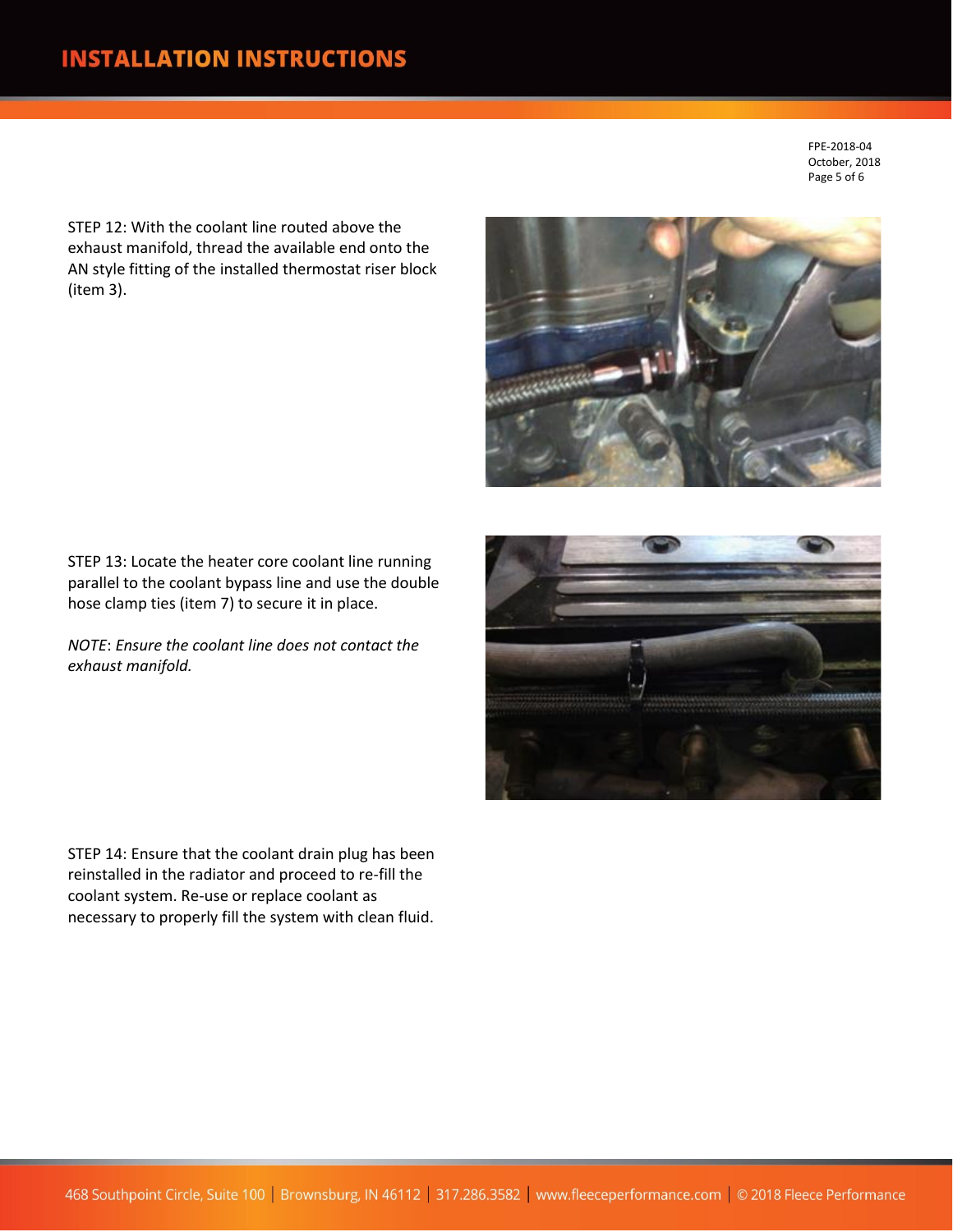STEP 12: With the coolant line routed above the exhaust manifold, thread the available end onto the AN style fitting of the installed thermostat riser block (item 3).

STEP 13: Locate the heater core coolant line running parallel to the coolant bypass line and use the double hose clamp ties (item 7) to secure it in place.

*NOTE*: *Ensure the coolant line does not contact the exhaust manifold.*

STEP 14: Ensure that the coolant drain plug has been reinstalled in the radiator and proceed to re-fill the coolant system. Re-use or replace coolant as necessary to properly fill the system with clean fluid.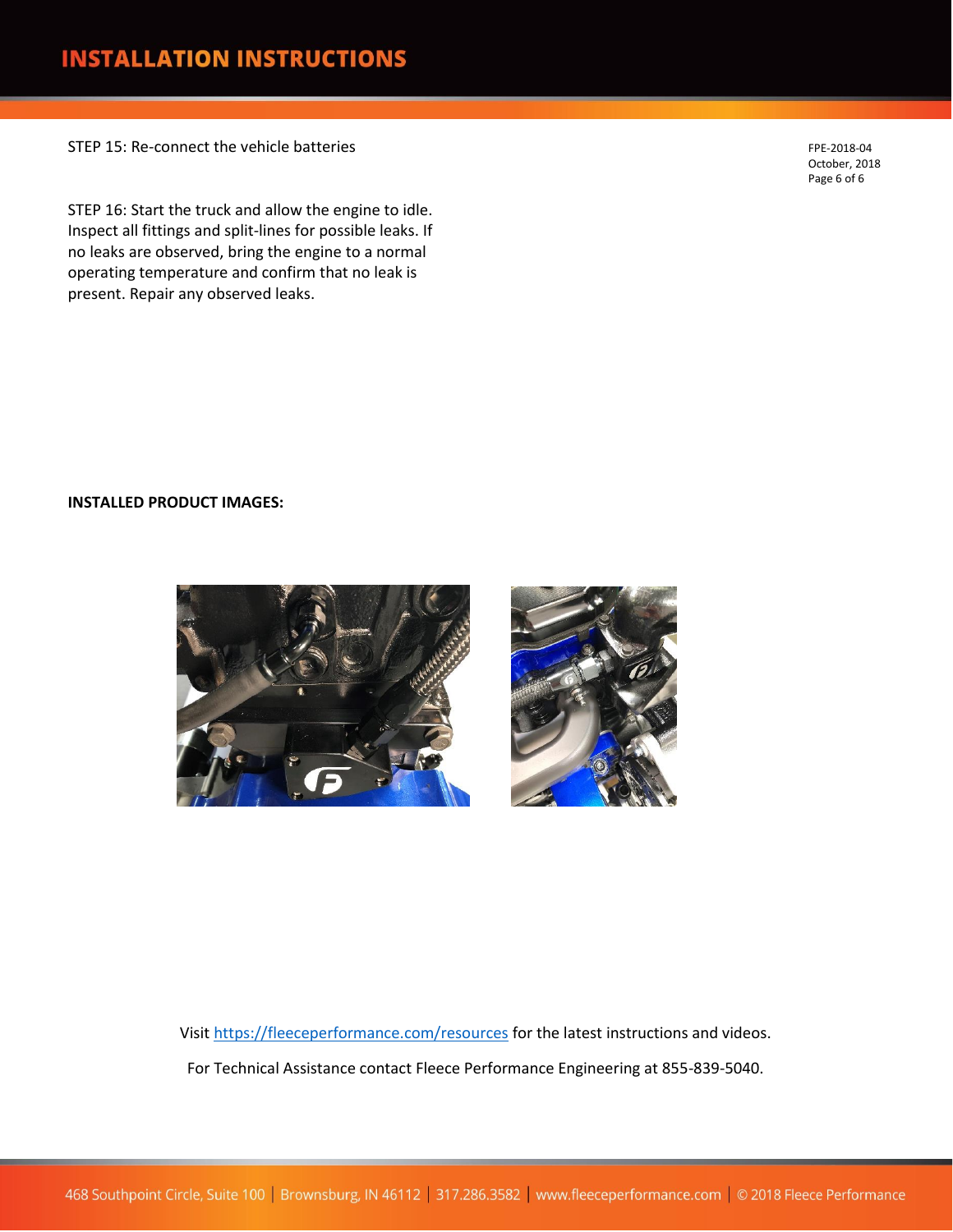STEP 15: Re-connect the vehicle batteries

FPE-2018-04
October, 2018

STEP 16: Start the truck and allow the engine to idle. Inspect all fittings and split-lines for possible leaks. If no leaks are observed, bring the engine to a normal operating temperature and confirm that no leak is present. Repair any observed leaks.

**INSTALLED PRODUCT IMAGES:**

Visit https://fleeceperformance.com/resources for the latest instructions and videos.

For Technical Assistance contact Fleece Performance Engineering at 855-839-5040.